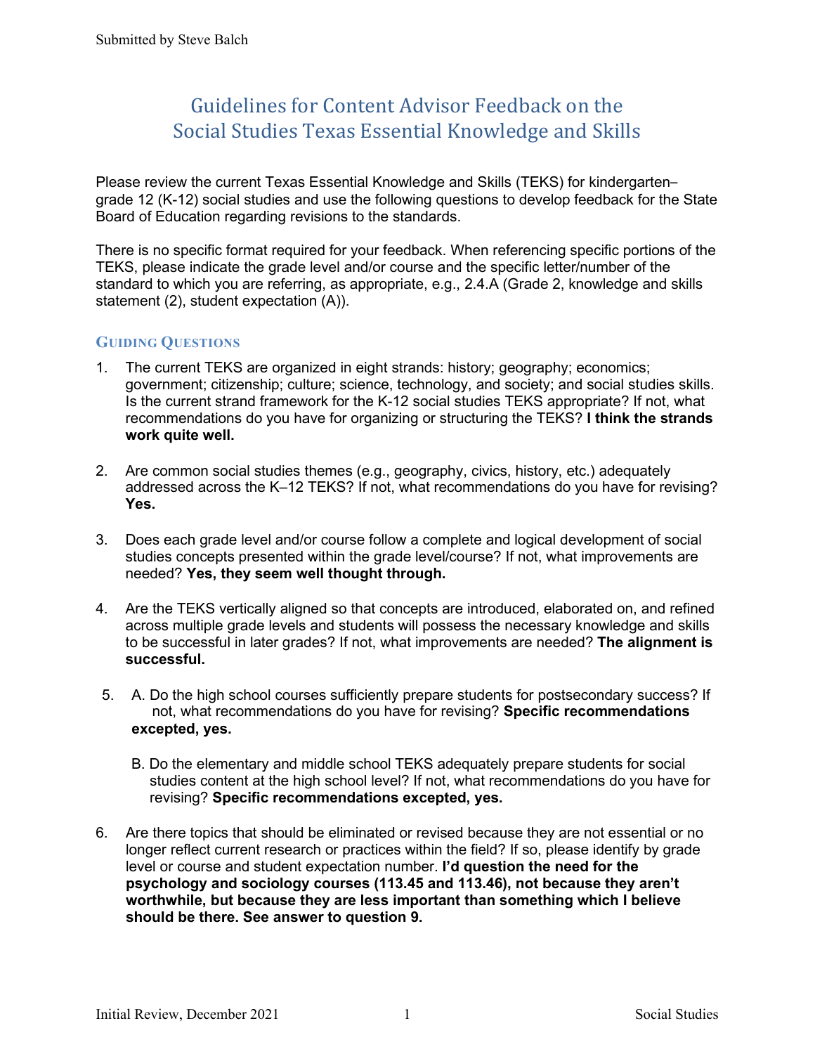Submitted by Steve Balch

# Guidelines for Content Advisor Feedback on the Social Studies Texas Essential Knowledge and Skills

Please review the current Texas Essential Knowledge and Skills (TEKS) for kindergarten–grade 12 (K-12) social studies and use the following questions to develop feedback for the State Board of Education regarding revisions to the standards.

There is no specific format required for your feedback. When referencing specific portions of the TEKS, please indicate the grade level and/or course and the specific letter/number of the standard to which you are referring, as appropriate, e.g., 2.4.A (Grade 2, knowledge and skills statement (2), student expectation (A)).

## Guiding Questions

1. The current TEKS are organized in eight strands: history; geography; economics; government; citizenship; culture; science, technology, and society; and social studies skills. Is the current strand framework for the K-12 social studies TEKS appropriate? If not, what recommendations do you have for organizing or structuring the TEKS? **I think the strands work quite well.**

2. Are common social studies themes (e.g., geography, civics, history, etc.) adequately addressed across the K–12 TEKS? If not, what recommendations do you have for revising? **Yes.**

3. Does each grade level and/or course follow a complete and logical development of social studies concepts presented within the grade level/course? If not, what improvements are needed? **Yes, they seem well thought through.**

4. Are the TEKS vertically aligned so that concepts are introduced, elaborated on, and refined across multiple grade levels and students will possess the necessary knowledge and skills to be successful in later grades? If not, what improvements are needed? **The alignment is successful.**

5. A. Do the high school courses sufficiently prepare students for postsecondary success? If not, what recommendations do you have for revising? **Specific recommendations excepted, yes.**

   B. Do the elementary and middle school TEKS adequately prepare students for social studies content at the high school level? If not, what recommendations do you have for revising? **Specific recommendations excepted, yes.**

6. Are there topics that should be eliminated or revised because they are not essential or no longer reflect current research or practices within the field? If so, please identify by grade level or course and student expectation number. **I'd question the need for the psychology and sociology courses (113.45 and 113.46), not because they aren't worthwhile, but because they are less important than something which I believe should be there. See answer to question 9.**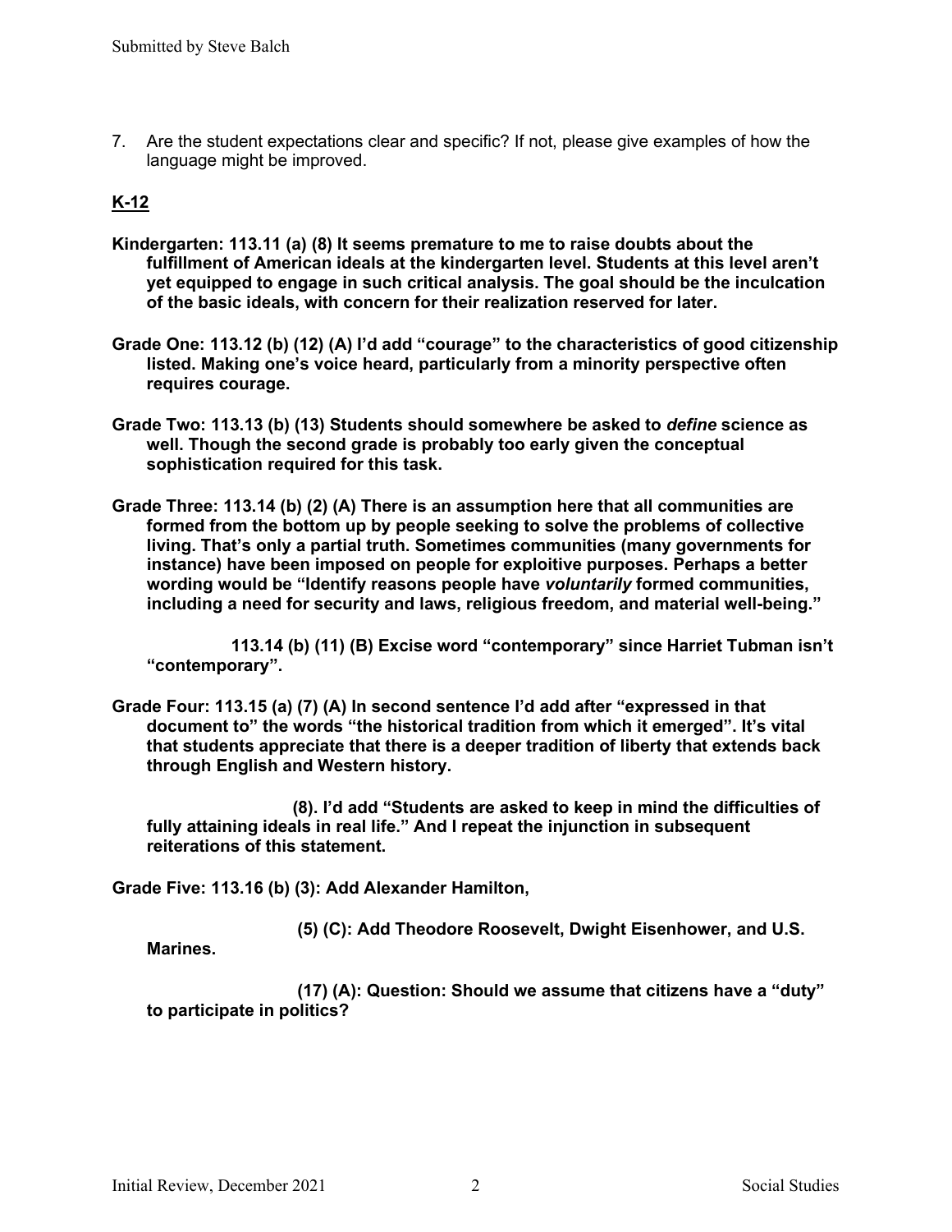7. Are the student expectations clear and specific? If not, please give examples of how the language might be improved.

**<u>K-12</u>**

**Kindergarten: 113.11 (a) (8) It seems premature to me to raise doubts about the fulfillment of American ideals at the kindergarten level. Students at this level aren't yet equipped to engage in such critical analysis. The goal should be the inculcation of the basic ideals, with concern for their realization reserved for later.**

**Grade One: 113.12 (b) (12) (A) I'd add "courage" to the characteristics of good citizenship listed. Making one's voice heard, particularly from a minority perspective often requires courage.**

**Grade Two: 113.13 (b) (13) Students should somewhere be asked to *define* science as well. Though the second grade is probably too early given the conceptual sophistication required for this task.**

**Grade Three: 113.14 (b) (2) (A) There is an assumption here that all communities are formed from the bottom up by people seeking to solve the problems of collective living. That's only a partial truth. Sometimes communities (many governments for instance) have been imposed on people for exploitive purposes. Perhaps a better wording would be "Identify reasons people have *voluntarily* formed communities, including a need for security and laws, religious freedom, and material well-being."**

**113.14 (b) (11) (B) Excise word "contemporary" since Harriet Tubman isn't "contemporary".**

**Grade Four: 113.15 (a) (7) (A) In second sentence I'd add after "expressed in that document to" the words "the historical tradition from which it emerged". It's vital that students appreciate that there is a deeper tradition of liberty that extends back through English and Western history.**

**(8). I'd add "Students are asked to keep in mind the difficulties of fully attaining ideals in real life." And I repeat the injunction in subsequent reiterations of this statement.**

**Grade Five: 113.16 (b) (3): Add Alexander Hamilton,**

**(5) (C): Add Theodore Roosevelt, Dwight Eisenhower, and U.S. Marines.**

**(17) (A): Question: Should we assume that citizens have a "duty" to participate in politics?**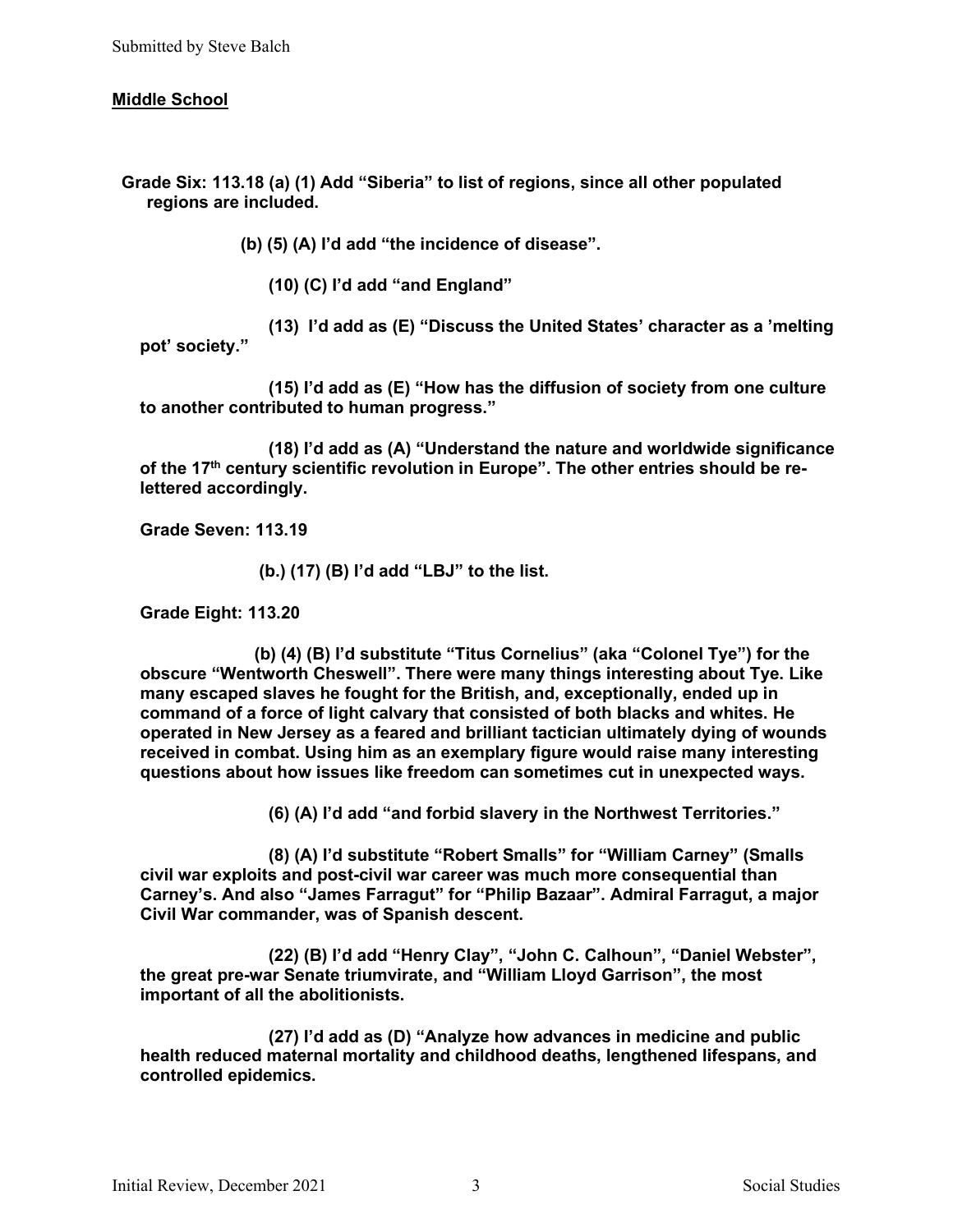Submitted by Steve Balch

**Middle School**

**Grade Six: 113.18 (a) (1) Add “Siberia” to list of regions, since all other populated regions are included.**

**(b) (5) (A) I’d add “the incidence of disease”.**

**(10) (C) I’d add “and England”**

**(13) I’d add as (E) “Discuss the United States’ character as a ’melting pot’ society.”**

**(15) I’d add as (E) “How has the diffusion of society from one culture to another contributed to human progress.”**

**(18) I’d add as (A) “Understand the nature and worldwide significance of the 17th century scientific revolution in Europe”. The other entries should be re-lettered accordingly.**

**Grade Seven: 113.19**

**(b.) (17) (B) I’d add “LBJ” to the list.**

**Grade Eight: 113.20**

**(b) (4) (B) I’d substitute “Titus Cornelius” (aka “Colonel Tye”) for the obscure “Wentworth Cheswell”. There were many things interesting about Tye. Like many escaped slaves he fought for the British, and, exceptionally, ended up in command of a force of light calvary that consisted of both blacks and whites. He operated in New Jersey as a feared and brilliant tactician ultimately dying of wounds received in combat. Using him as an exemplary figure would raise many interesting questions about how issues like freedom can sometimes cut in unexpected ways.**

**(6) (A) I’d add “and forbid slavery in the Northwest Territories.”**

**(8) (A) I’d substitute “Robert Smalls” for “William Carney” (Smalls civil war exploits and post-civil war career was much more consequential than Carney’s. And also “James Farragut” for “Philip Bazaar”. Admiral Farragut, a major Civil War commander, was of Spanish descent.**

**(22) (B) I’d add “Henry Clay”, “John C. Calhoun”, “Daniel Webster”, the great pre-war Senate triumvirate, and “William Lloyd Garrison”, the most important of all the abolitionists.**

**(27) I’d add as (D) “Analyze how advances in medicine and public health reduced maternal mortality and childhood deaths, lengthened lifespans, and controlled epidemics.**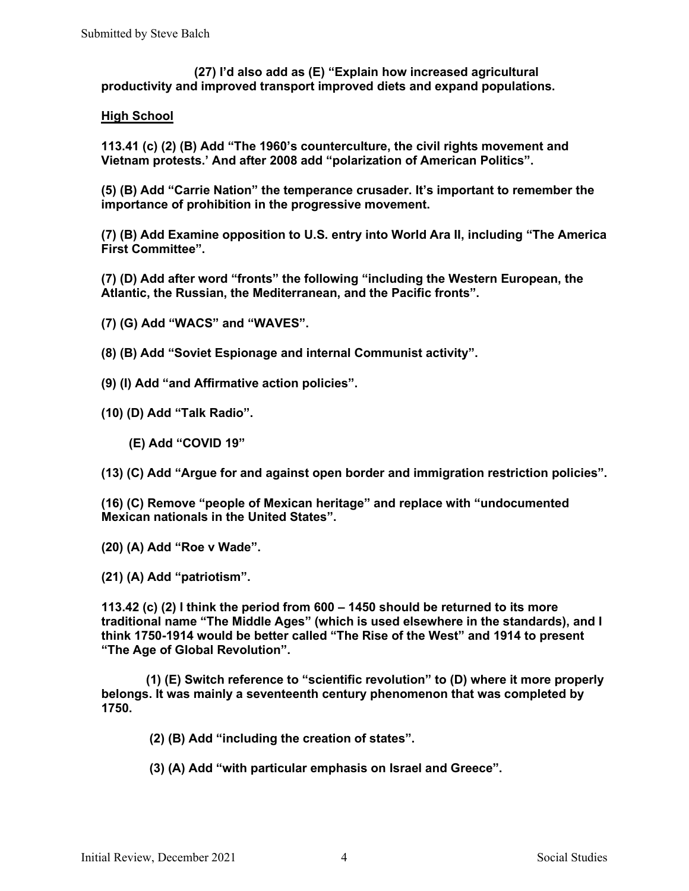**(27) I'd also add as (E) "Explain how increased agricultural productivity and improved transport improved diets and expand populations.**

**High School**

**113.41 (c) (2) (B) Add "The 1960's counterculture, the civil rights movement and Vietnam protests.' And after 2008 add "polarization of American Politics".**

**(5) (B) Add "Carrie Nation" the temperance crusader. It's important to remember the importance of prohibition in the progressive movement.**

**(7) (B) Add Examine opposition to U.S. entry into World Ara II, including "The America First Committee".**

**(7) (D) Add after word "fronts" the following "including the Western European, the Atlantic, the Russian, the Mediterranean, and the Pacific fronts".**

**(7) (G) Add "WACS" and "WAVES".**

**(8) (B) Add "Soviet Espionage and internal Communist activity".**

**(9) (I) Add "and Affirmative action policies".**

**(10) (D) Add "Talk Radio".**

**(E) Add "COVID 19"**

**(13) (C) Add "Argue for and against open border and immigration restriction policies".**

**(16) (C) Remove "people of Mexican heritage" and replace with "undocumented Mexican nationals in the United States".**

**(20) (A) Add "Roe v Wade".**

**(21) (A) Add "patriotism".**

**113.42 (c) (2) I think the period from 600 – 1450 should be returned to its more traditional name "The Middle Ages" (which is used elsewhere in the standards), and I think 1750-1914 would be better called "The Rise of the West" and 1914 to present "The Age of Global Revolution".**

**(1) (E) Switch reference to "scientific revolution" to (D) where it more properly belongs. It was mainly a seventeenth century phenomenon that was completed by 1750.**

**(2) (B) Add "including the creation of states".**

**(3) (A) Add "with particular emphasis on Israel and Greece".**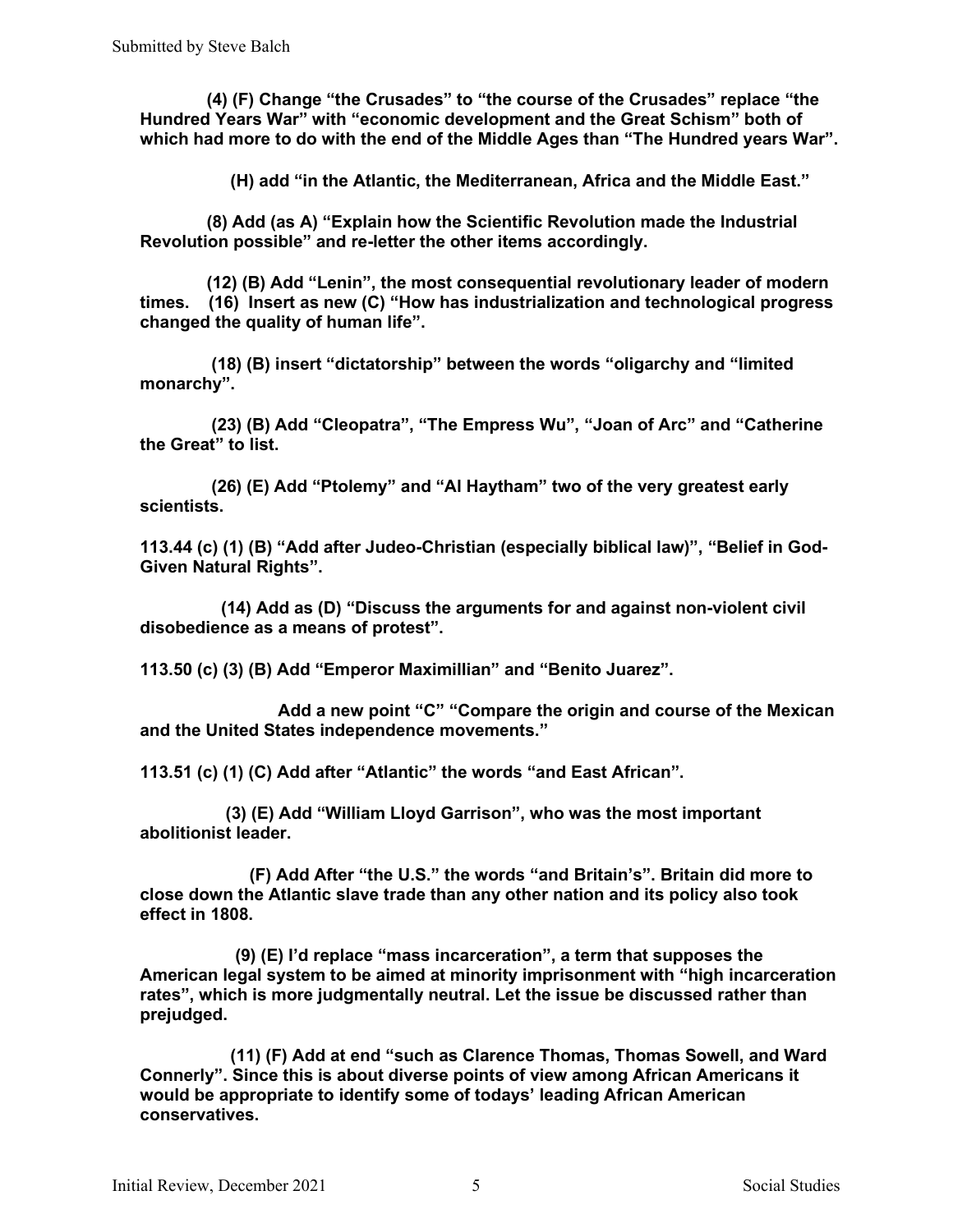**(4) (F) Change "the Crusades" to "the course of the Crusades" replace "the Hundred Years War" with "economic development and the Great Schism" both of which had more to do with the end of the Middle Ages than "The Hundred years War".**

**(H) add "in the Atlantic, the Mediterranean, Africa and the Middle East."**

**(8) Add (as A) "Explain how the Scientific Revolution made the Industrial Revolution possible" and re-letter the other items accordingly.**

**(12) (B) Add "Lenin", the most consequential revolutionary leader of modern times. (16) Insert as new (C) "How has industrialization and technological progress changed the quality of human life".**

**(18) (B) insert "dictatorship" between the words "oligarchy and "limited monarchy".**

**(23) (B) Add "Cleopatra", "The Empress Wu", "Joan of Arc" and "Catherine the Great" to list.**

**(26) (E) Add "Ptolemy" and "Al Haytham" two of the very greatest early scientists.**

**113.44 (c) (1) (B) "Add after Judeo-Christian (especially biblical law)", "Belief in God-Given Natural Rights".**

**(14) Add as (D) "Discuss the arguments for and against non-violent civil disobedience as a means of protest".**

**113.50 (c) (3) (B) Add "Emperor Maximillian" and "Benito Juarez".**

**Add a new point "C" "Compare the origin and course of the Mexican and the United States independence movements."**

**113.51 (c) (1) (C) Add after "Atlantic" the words "and East African".**

**(3) (E) Add "William Lloyd Garrison", who was the most important abolitionist leader.**

**(F) Add After "the U.S." the words "and Britain's". Britain did more to close down the Atlantic slave trade than any other nation and its policy also took effect in 1808.**

**(9) (E) I'd replace "mass incarceration", a term that supposes the American legal system to be aimed at minority imprisonment with "high incarceration rates", which is more judgmentally neutral. Let the issue be discussed rather than prejudged.**

**(11) (F) Add at end "such as Clarence Thomas, Thomas Sowell, and Ward Connerly". Since this is about diverse points of view among African Americans it would be appropriate to identify some of todays' leading African American conservatives.**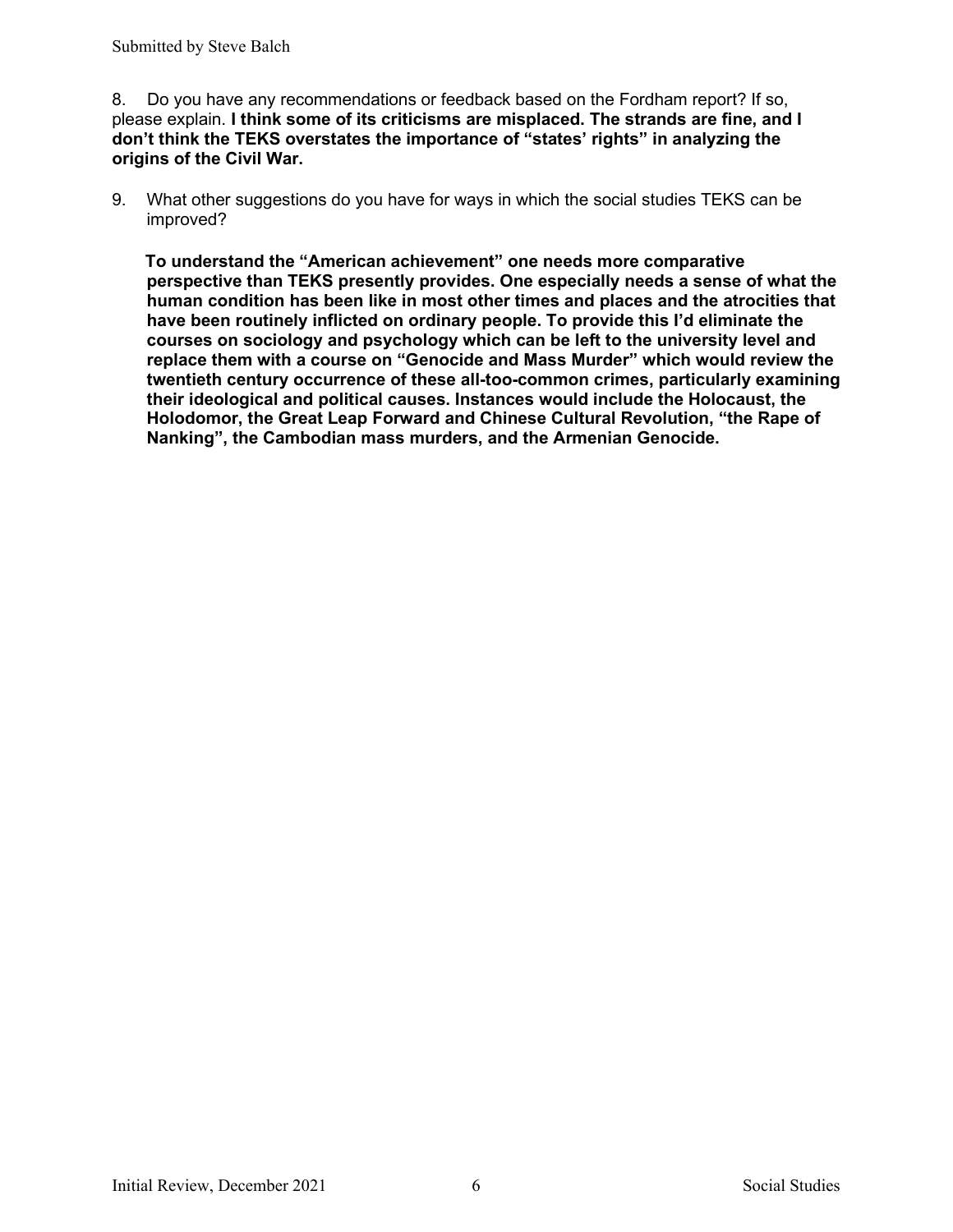Submitted by Steve Balch

8. Do you have any recommendations or feedback based on the Fordham report? If so, please explain. **I think some of its criticisms are misplaced. The strands are fine, and I don't think the TEKS overstates the importance of "states' rights" in analyzing the origins of the Civil War.**

9. What other suggestions do you have for ways in which the social studies TEKS can be improved?

   **To understand the "American achievement" one needs more comparative perspective than TEKS presently provides. One especially needs a sense of what the human condition has been like in most other times and places and the atrocities that have been routinely inflicted on ordinary people. To provide this I'd eliminate the courses on sociology and psychology which can be left to the university level and replace them with a course on "Genocide and Mass Murder" which would review the twentieth century occurrence of these all-too-common crimes, particularly examining their ideological and political causes. Instances would include the Holocaust, the Holodomor, the Great Leap Forward and Chinese Cultural Revolution, "the Rape of Nanking", the Cambodian mass murders, and the Armenian Genocide.**